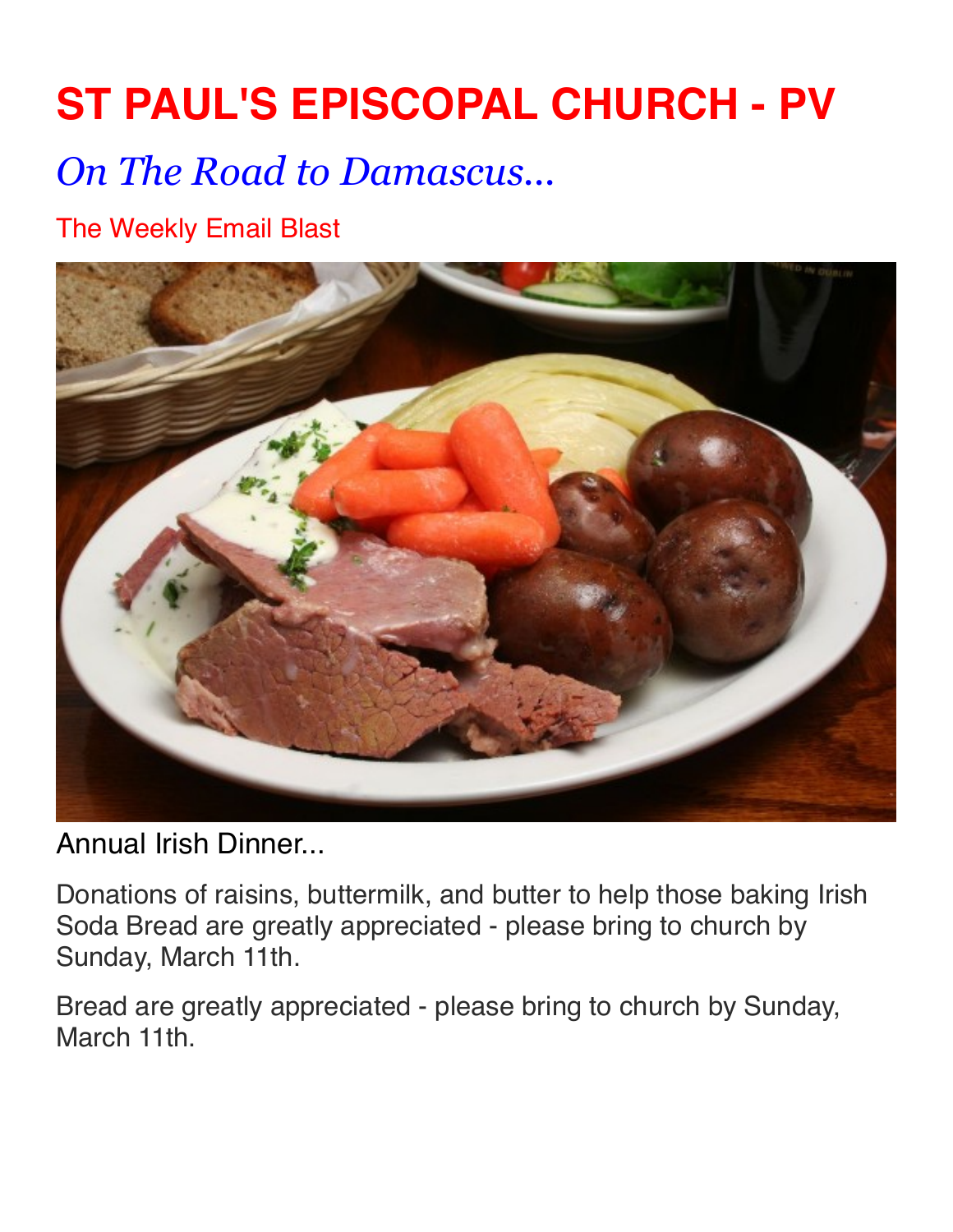# ST PAUL'S EPISCOPAL CHURCH - PV

## *On The Road to Damascus...*

The Weekly Email Blast

Annual Irish Dinner...

Donations of raisins, buttermilk, and butter to help those baking Irish Soda Bread are greatly appreciated - please bring to church by Sunday, March 11th.

Bread are greatly appreciated - please bring to church by Sunday, March 11th.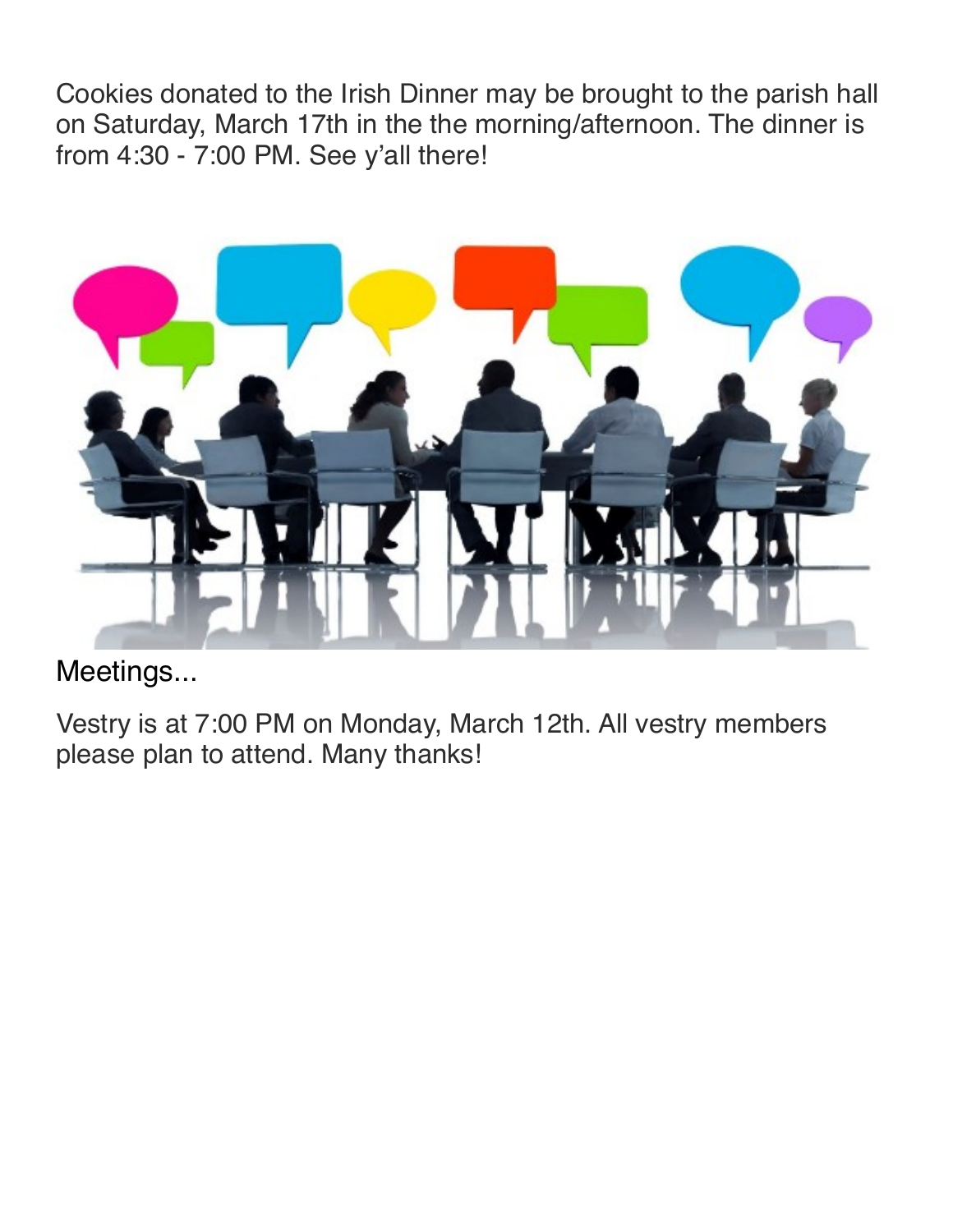Cookies donated to the Irish Dinner may be brought to the parish hall on Saturday, March 17th in the the morning/afternoon. The dinner is from 4:30 - 7:00 PM. See y'all there!

## Meetings...

Vestry is at 7:00 PM on Monday, March 12th. All vestry members please plan to attend. Many thanks!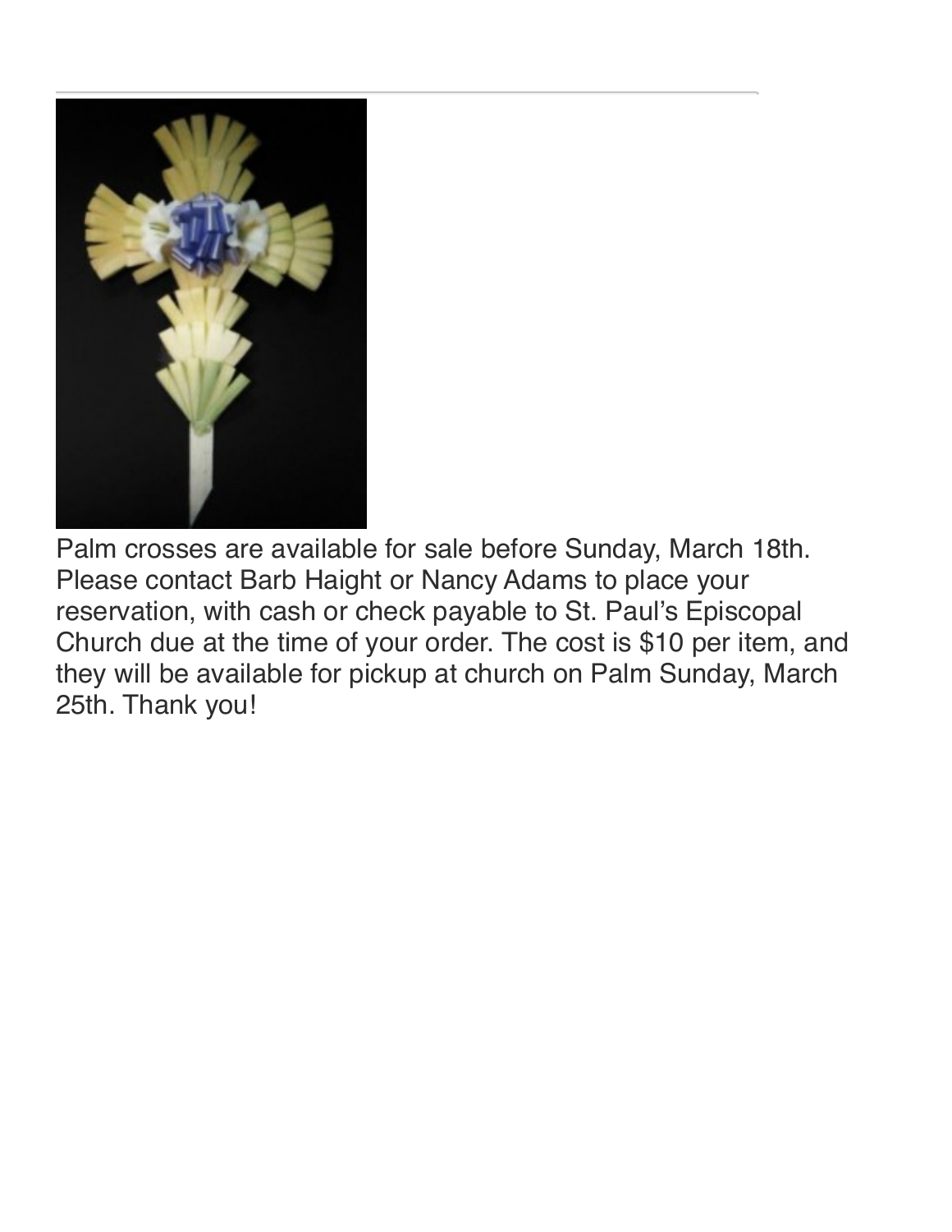Palm crosses are available for sale before Sunday, March 18th. Please contact Barb Haight or Nancy Adams to place your reservation, with cash or check payable to St. Paul's Episcopal Church due at the time of your order. The cost is $10 per item, and they will be available for pickup at church on Palm Sunday, March 25th. Thank you!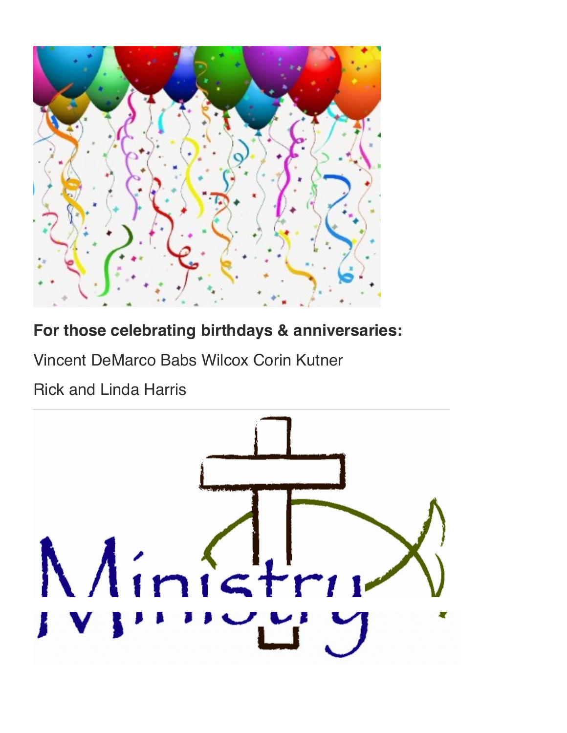**For those celebrating birthdays & anniversaries:**

Vincent DeMarco Babs Wilcox Corin Kutner

Rick and Linda Harris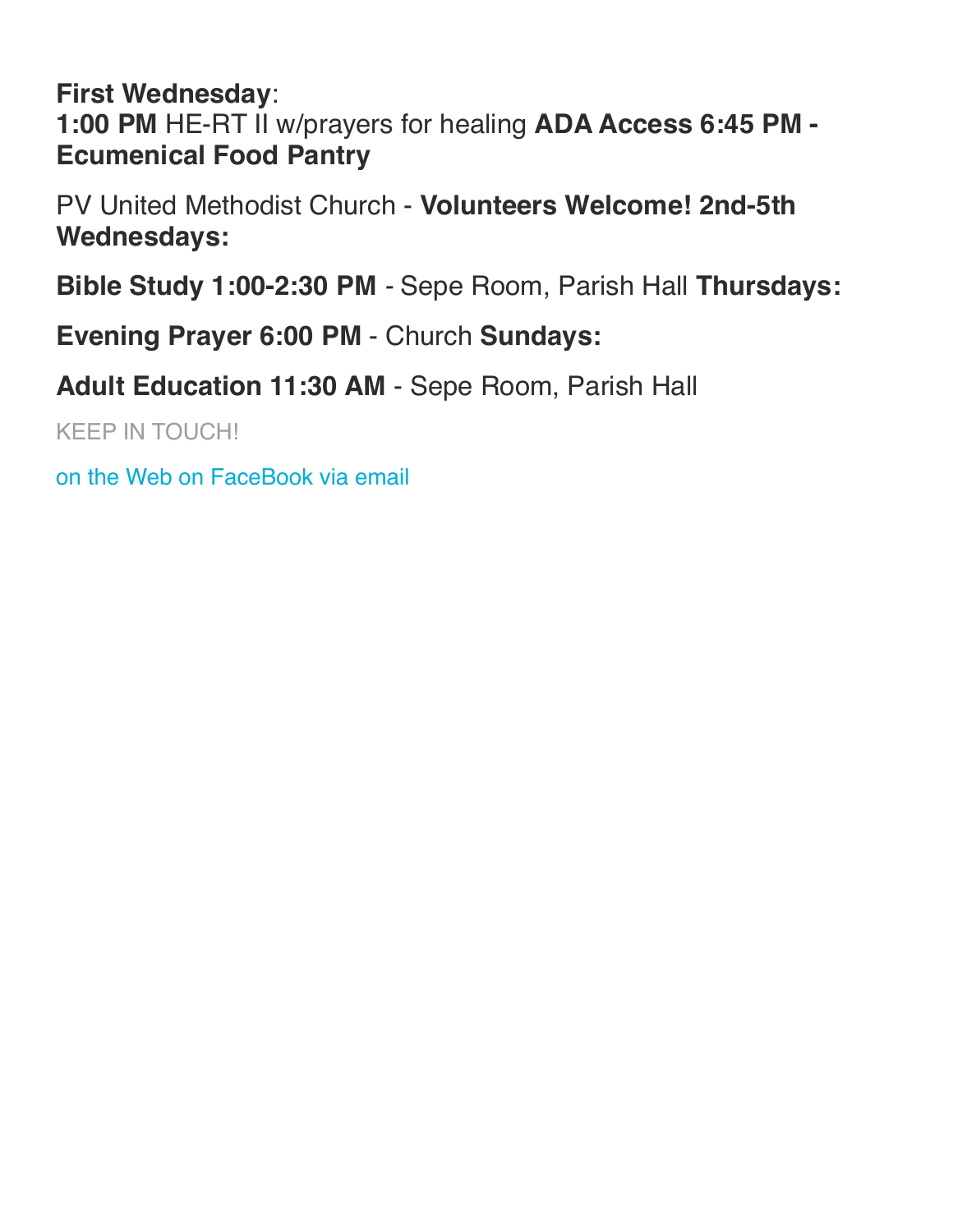**First Wednesday**:
**1:00 PM** HE-RT II w/prayers for healing **ADA Access 6:45 PM - Ecumenical Food Pantry**

PV United Methodist Church - **Volunteers Welcome! 2nd-5th Wednesdays:**

**Bible Study 1:00-2:30 PM** - Sepe Room, Parish Hall **Thursdays:**

**Evening Prayer 6:00 PM** - Church **Sundays:**

**Adult Education 11:30 AM** - Sepe Room, Parish Hall

KEEP IN TOUCH!

on the Web on FaceBook via email